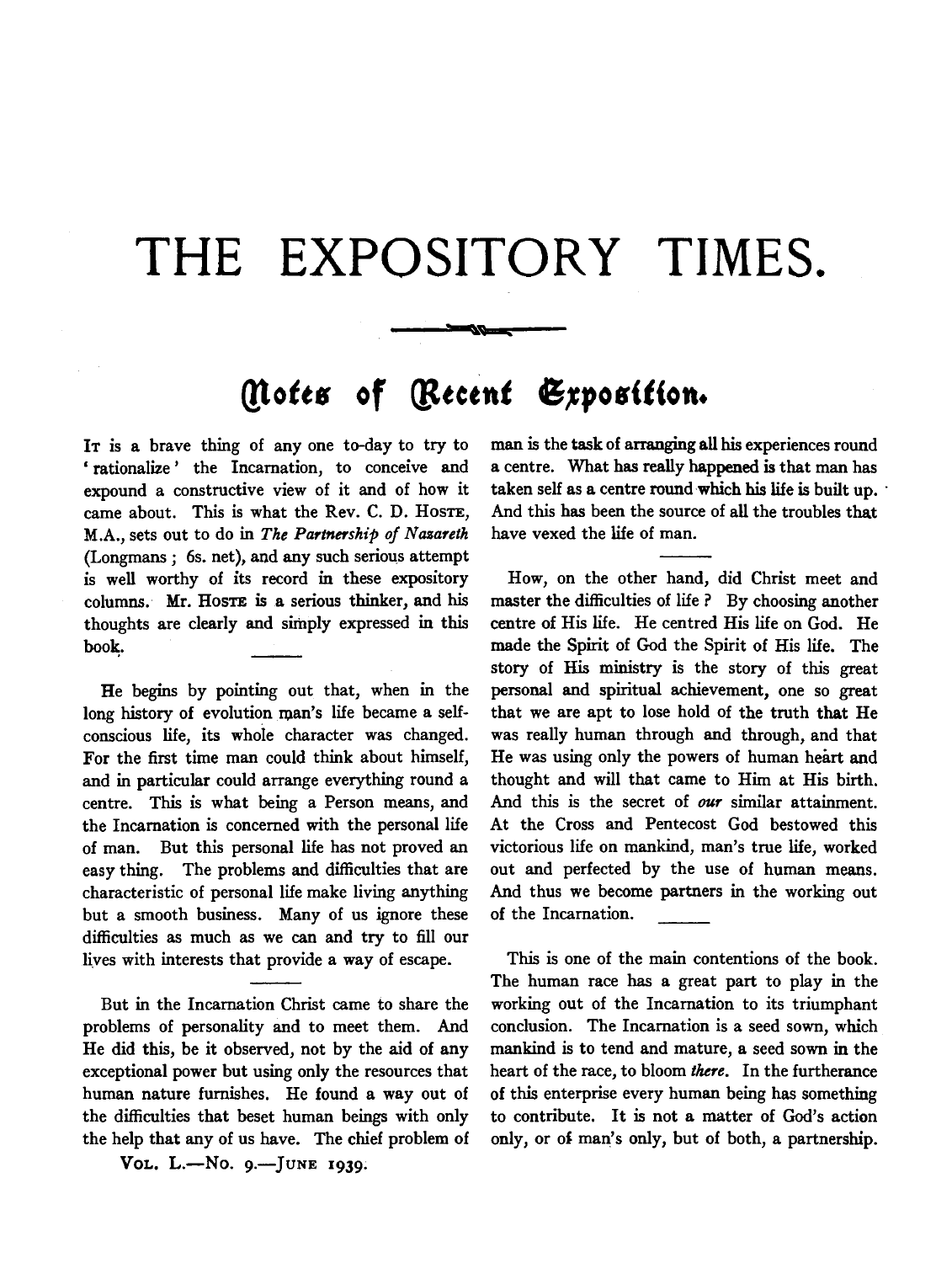# THE EXPOSITORY TIMES.

## Notes of Recent Exposition.

It is a brave thing of any one to-day to try to 'rationalize' the Incarnation, to conceive and expound a constructive view of it and of how it came about. This is what the Rev. C. D. Hoste, M.A., sets out to do in *The Partnership of Nazareth* (Longmans; 6s. net), and any such serious attempt is well worthy of its record in these expository columns. Mr. Hoste is a serious thinker, and his thoughts are clearly and simply expressed in this book.

He begins by pointing out that, when in the long history of evolution man's life became a self-conscious life, its whole character was changed. For the first time man could think about himself, and in particular could arrange everything round a centre. This is what being a Person means, and the Incarnation is concerned with the personal life of man. But this personal life has not proved an easy thing. The problems and difficulties that are characteristic of personal life make living anything but a smooth business. Many of us ignore these difficulties as much as we can and try to fill our lives with interests that provide a way of escape.

But in the Incarnation Christ came to share the problems of personality and to meet them. And He did this, be it observed, not by the aid of any exceptional power but using only the resources that human nature furnishes. He found a way out of the difficulties that beset human beings with only the help that any of us have. The chief problem of man is the task of arranging all his experiences round a centre. What has really happened is that man has taken self as a centre round which his life is built up. And this has been the source of all the troubles that have vexed the life of man.

How, on the other hand, did Christ meet and master the difficulties of life? By choosing another centre of His life. He centred His life on God. He made the Spirit of God the Spirit of His life. The story of His ministry is the story of this great personal and spiritual achievement, one so great that we are apt to lose hold of the truth that He was really human through and through, and that He was using only the powers of human heart and thought and will that came to Him at His birth. And this is the secret of *our* similar attainment. At the Cross and Pentecost God bestowed this victorious life on mankind, man's true life, worked out and perfected by the use of human means. And thus we become partners in the working out of the Incarnation.

This is one of the main contentions of the book. The human race has a great part to play in the working out of the Incarnation to its triumphant conclusion. The Incarnation is a seed sown, which mankind is to tend and mature, a seed sown in the heart of the race, to bloom *there*. In the furtherance of this enterprise every human being has something to contribute. It is not a matter of God's action only, or of man's only, but of both, a partnership.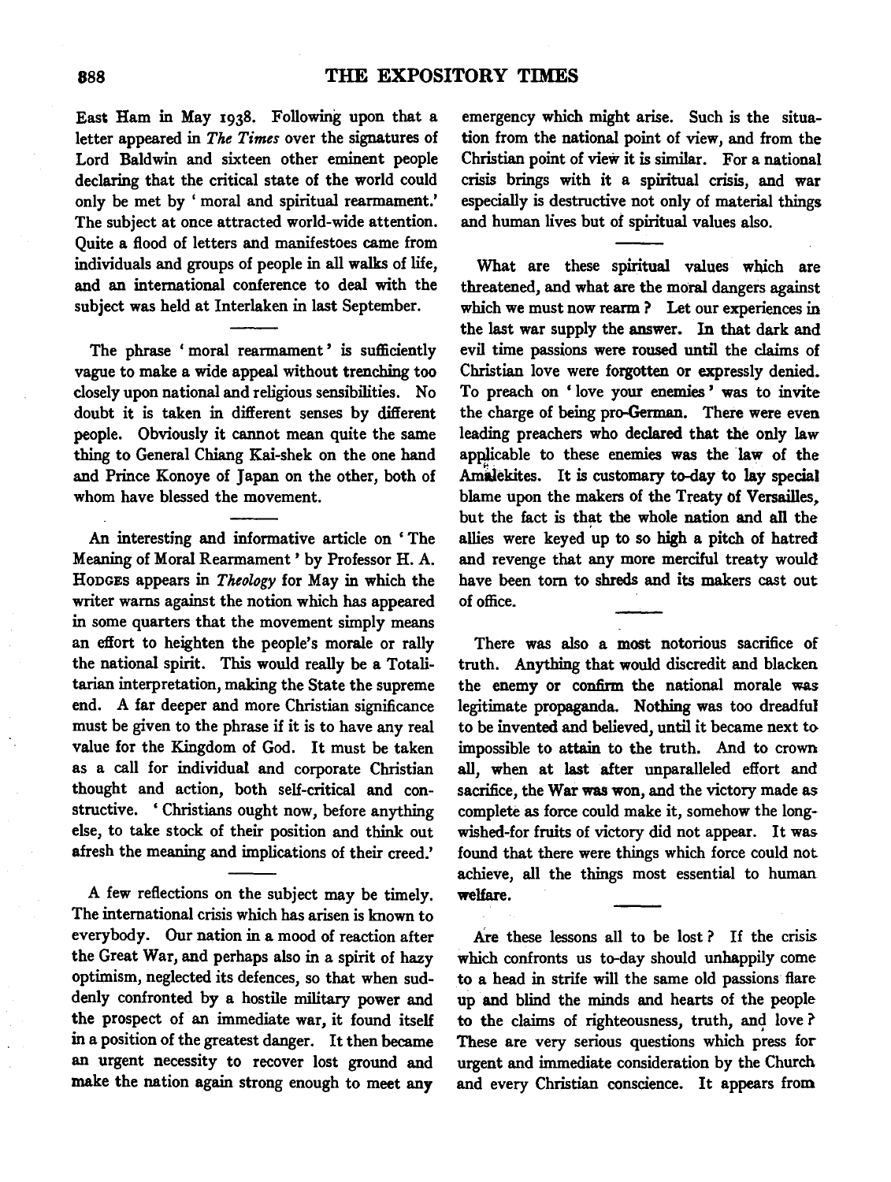East Ham in May 1938. Following upon that a letter appeared in *The Times* over the signatures of Lord Baldwin and sixteen other eminent people declaring that the critical state of the world could only be met by 'moral and spiritual rearmament.' The subject at once attracted world-wide attention. Quite a flood of letters and manifestoes came from individuals and groups of people in all walks of life, and an international conference to deal with the subject was held at Interlaken in last September.

The phrase 'moral rearmament' is sufficiently vague to make a wide appeal without trenching too closely upon national and religious sensibilities. No doubt it is taken in different senses by different people. Obviously it cannot mean quite the same thing to General Chiang Kai-shek on the one hand and Prince Konoye of Japan on the other, both of whom have blessed the movement.

An interesting and informative article on 'The Meaning of Moral Rearmament' by Professor H. A. Hodges appears in *Theology* for May in which the writer warns against the notion which has appeared in some quarters that the movement simply means an effort to heighten the people's morale or rally the national spirit. This would really be a Totalitarian interpretation, making the State the supreme end. A far deeper and more Christian significance must be given to the phrase if it is to have any real value for the Kingdom of God. It must be taken as a call for individual and corporate Christian thought and action, both self-critical and constructive. 'Christians ought now, before anything else, to take stock of their position and think out afresh the meaning and implications of their creed.'

A few reflections on the subject may be timely. The international crisis which has arisen is known to everybody. Our nation in a mood of reaction after the Great War, and perhaps also in a spirit of hazy optimism, neglected its defences, so that when suddenly confronted by a hostile military power and the prospect of an immediate war, it found itself in a position of the greatest danger. It then became an urgent necessity to recover lost ground and make the nation again strong enough to meet any emergency which might arise. Such is the situation from the national point of view, and from the Christian point of view it is similar. For a national crisis brings with it a spiritual crisis, and war especially is destructive not only of material things and human lives but of spiritual values also.

What are these spiritual values which are threatened, and what are the moral dangers against which we must now rearm? Let our experiences in the last war supply the answer. In that dark and evil time passions were roused until the claims of Christian love were forgotten or expressly denied. To preach on 'love your enemies' was to invite the charge of being pro-German. There were even leading preachers who declared that the only law applicable to these enemies was the law of the Amalekites. It is customary to-day to lay special blame upon the makers of the Treaty of Versailles, but the fact is that the whole nation and all the allies were keyed up to so high a pitch of hatred and revenge that any more merciful treaty would have been torn to shreds and its makers cast out of office.

There was also a most notorious sacrifice of truth. Anything that would discredit and blacken the enemy or confirm the national morale was legitimate propaganda. Nothing was too dreadful to be invented and believed, until it became next to impossible to attain to the truth. And to crown all, when at last after unparalleled effort and sacrifice, the War was won, and the victory made as complete as force could make it, somehow the long-wished-for fruits of victory did not appear. It was found that there were things which force could not achieve, all the things most essential to human welfare.

Are these lessons all to be lost? If the crisis which confronts us to-day should unhappily come to a head in strife will the same old passions flare up and blind the minds and hearts of the people to the claims of righteousness, truth, and love? These are very serious questions which press for urgent and immediate consideration by the Church and every Christian conscience. It appears from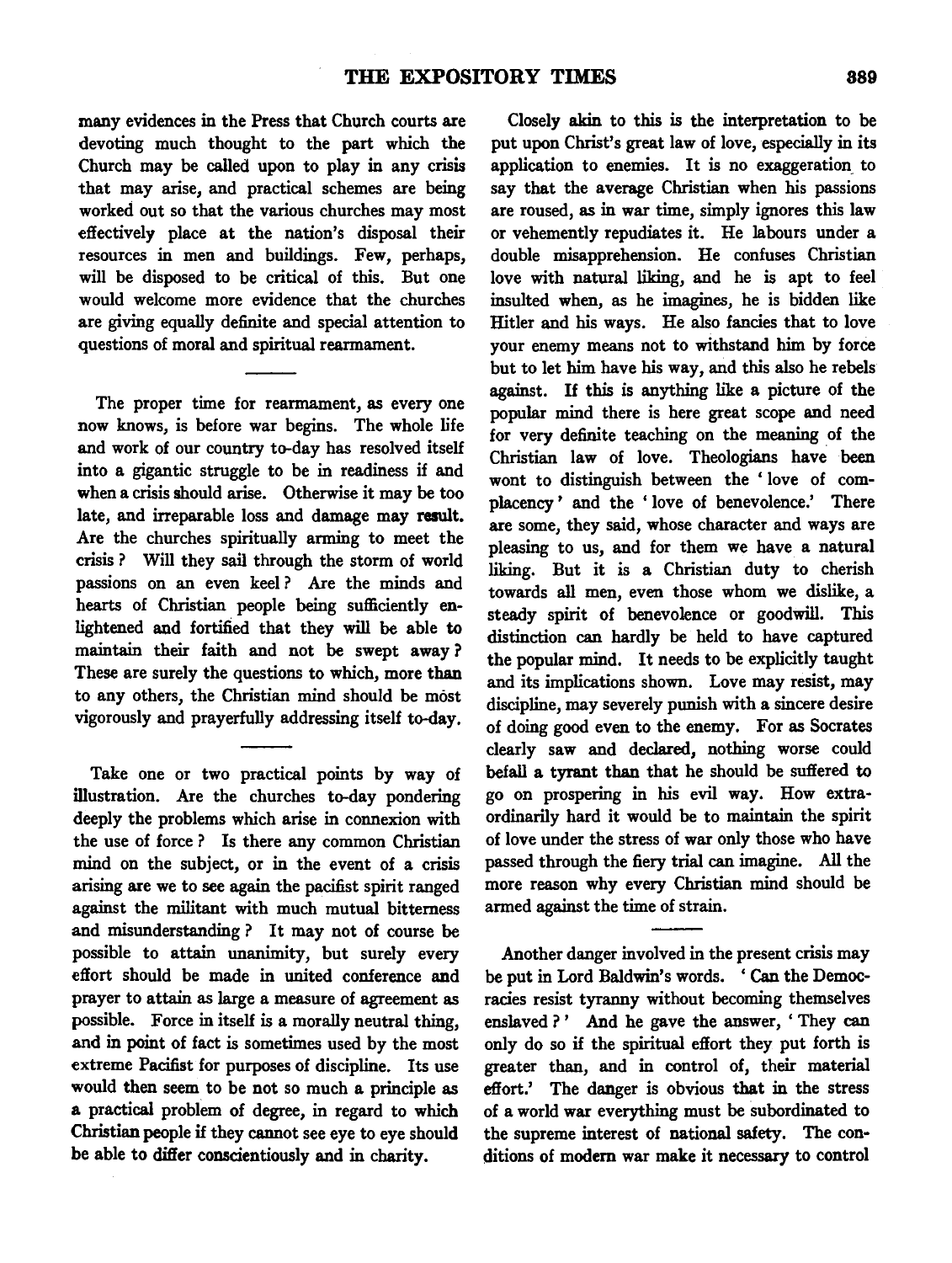many evidences in the Press that Church courts are devoting much thought to the part which the Church may be called upon to play in any crisis that may arise, and practical schemes are being worked out so that the various churches may most effectively place at the nation's disposal their resources in men and buildings. Few, perhaps, will be disposed to be critical of this. But one would welcome more evidence that the churches are giving equally definite and special attention to questions of moral and spiritual rearmament.

---

The proper time for rearmament, as every one now knows, is before war begins. The whole life and work of our country to-day has resolved itself into a gigantic struggle to be in readiness if and when a crisis should arise. Otherwise it may be too late, and irreparable loss and damage may result. Are the churches spiritually arming to meet the crisis? Will they sail through the storm of world passions on an even keel? Are the minds and hearts of Christian people being sufficiently enlightened and fortified that they will be able to maintain their faith and not be swept away? These are surely the questions to which, more than to any others, the Christian mind should be most vigorously and prayerfully addressing itself to-day.

---

Take one or two practical points by way of illustration. Are the churches to-day pondering deeply the problems which arise in connexion with the use of force? Is there any common Christian mind on the subject, or in the event of a crisis arising are we to see again the pacifist spirit ranged against the militant with much mutual bitterness and misunderstanding? It may not of course be possible to attain unanimity, but surely every effort should be made in united conference and prayer to attain as large a measure of agreement as possible. Force in itself is a morally neutral thing, and in point of fact is sometimes used by the most extreme Pacifist for purposes of discipline. Its use would then seem to be not so much a principle as a practical problem of degree, in regard to which Christian people if they cannot see eye to eye should be able to differ conscientiously and in charity.

Closely akin to this is the interpretation to be put upon Christ's great law of love, especially in its application to enemies. It is no exaggeration to say that the average Christian when his passions are roused, as in war time, simply ignores this law or vehemently repudiates it. He labours under a double misapprehension. He confuses Christian love with natural liking, and he is apt to feel insulted when, as he imagines, he is bidden like Hitler and his ways. He also fancies that to love your enemy means not to withstand him by force but to let him have his way, and this also he rebels against. If this is anything like a picture of the popular mind there is here great scope and need for very definite teaching on the meaning of the Christian law of love. Theologians have been wont to distinguish between the 'love of complacency' and the 'love of benevolence.' There are some, they said, whose character and ways are pleasing to us, and for them we have a natural liking. But it is a Christian duty to cherish towards all men, even those whom we dislike, a steady spirit of benevolence or goodwill. This distinction can hardly be held to have captured the popular mind. It needs to be explicitly taught and its implications shown. Love may resist, may discipline, may severely punish with a sincere desire of doing good even to the enemy. For as Socrates clearly saw and declared, nothing worse could befall a tyrant than that he should be suffered to go on prospering in his evil way. How extraordinarily hard it would be to maintain the spirit of love under the stress of war only those who have passed through the fiery trial can imagine. All the more reason why every Christian mind should be armed against the time of strain.

---

Another danger involved in the present crisis may be put in Lord Baldwin's words. 'Can the Democracies resist tyranny without becoming themselves enslaved?' And he gave the answer, 'They can only do so if the spiritual effort they put forth is greater than, and in control of, their material effort.' The danger is obvious that in the stress of a world war everything must be subordinated to the supreme interest of national safety. The conditions of modern war make it necessary to control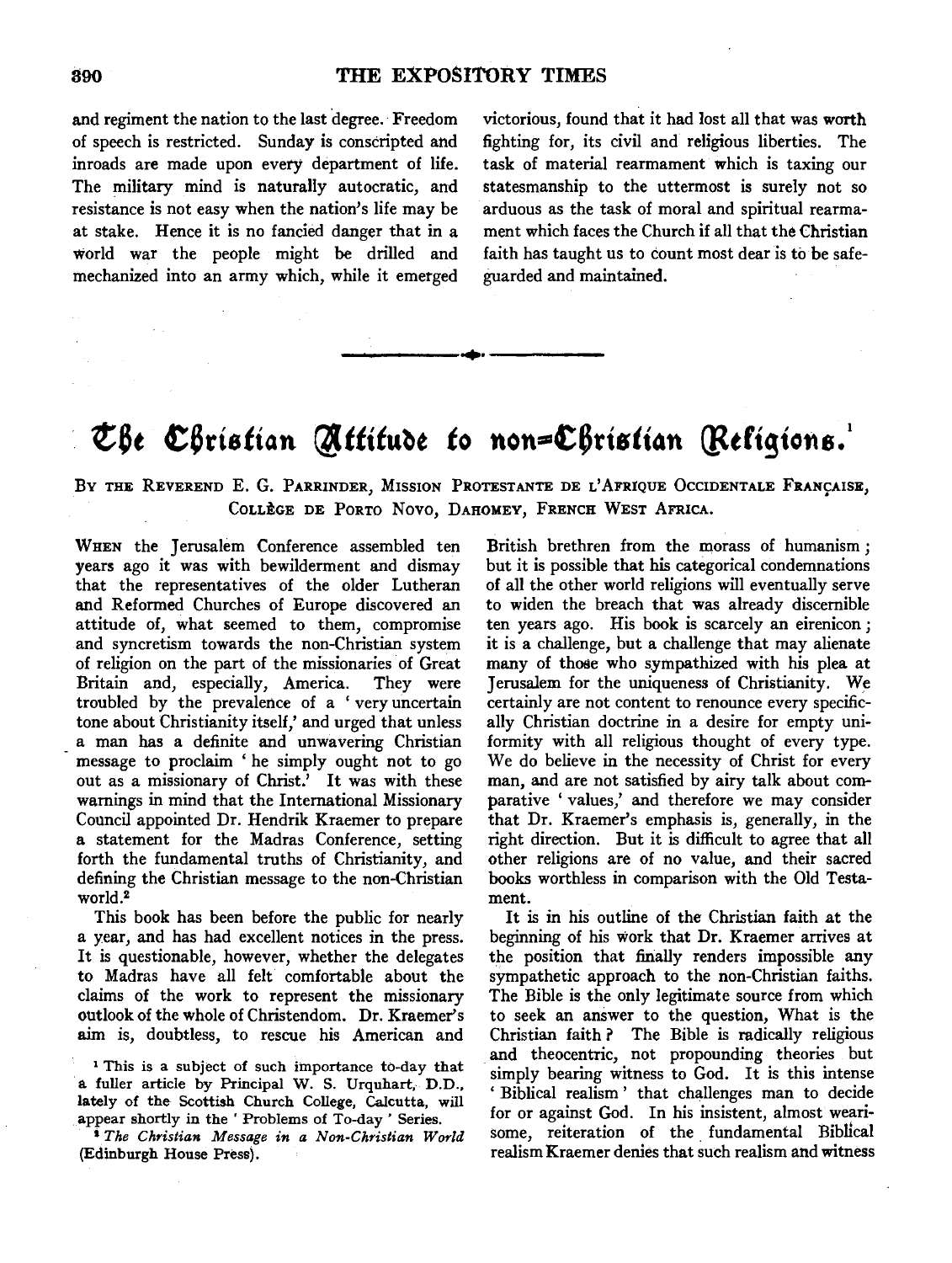and regiment the nation to the last degree. Freedom of speech is restricted. Sunday is conscripted and inroads are made upon every department of life. The military mind is naturally autocratic, and resistance is not easy when the nation's life may be at stake. Hence it is no fancied danger that in a world war the people might be drilled and mechanized into an army which, while it emerged victorious, found that it had lost all that was worth fighting for, its civil and religious liberties. The task of material rearmament which is taxing our statesmanship to the uttermost is surely not so arduous as the task of moral and spiritual rearmament which faces the Church if all that the Christian faith has taught us to count most dear is to be safeguarded and maintained.

---

# The Christian Attitude to non-Christian Religions.[1]

By the Reverend E. G. Parrinder, Mission Protestante de l'Afrique Occidentale Française, Collège de Porto Novo, Dahomey, French West Africa.

When the Jerusalem Conference assembled ten years ago it was with bewilderment and dismay that the representatives of the older Lutheran and Reformed Churches of Europe discovered an attitude of, what seemed to them, compromise and syncretism towards the non-Christian system of religion on the part of the missionaries of Great Britain and, especially, America. They were troubled by the prevalence of a 'very uncertain tone about Christianity itself,' and urged that unless a man has a definite and unwavering Christian message to proclaim 'he simply ought not to go out as a missionary of Christ.' It was with these warnings in mind that the International Missionary Council appointed Dr. Hendrik Kraemer to prepare a statement for the Madras Conference, setting forth the fundamental truths of Christianity, and defining the Christian message to the non-Christian world.[2]

This book has been before the public for nearly a year, and has had excellent notices in the press. It is questionable, however, whether the delegates to Madras have all felt comfortable about the claims of the work to represent the missionary outlook of the whole of Christendom. Dr. Kraemer's aim is, doubtless, to rescue his American and British brethren from the morass of humanism; but it is possible that his categorical condemnations of all the other world religions will eventually serve to widen the breach that was already discernible ten years ago. His book is scarcely an eirenicon; it is a challenge, but a challenge that may alienate many of those who sympathized with his plea at Jerusalem for the uniqueness of Christianity. We certainly are not content to renounce every specifically Christian doctrine in a desire for empty uniformity with all religious thought of every type. We do believe in the necessity of Christ for every man, and are not satisfied by airy talk about comparative 'values,' and therefore we may consider that Dr. Kraemer's emphasis is, generally, in the right direction. But it is difficult to agree that all other religions are of no value, and their sacred books worthless in comparison with the Old Testament.

It is in his outline of the Christian faith at the beginning of his work that Dr. Kraemer arrives at the position that finally renders impossible any sympathetic approach to the non-Christian faiths. The Bible is the only legitimate source from which to seek an answer to the question, What is the Christian faith? The Bible is radically religious and theocentric, not propounding theories but simply bearing witness to God. It is this intense 'Biblical realism' that challenges man to decide for or against God. In his insistent, almost wearisome, reiteration of the fundamental Biblical realism Kraemer denies that such realism and witness

[1] This is a subject of such importance to-day that a fuller article by Principal W. S. Urquhart, D.D., lately of the Scottish Church College, Calcutta, will appear shortly in the 'Problems of To-day' Series.

[2] *The Christian Message in a Non-Christian World* (Edinburgh House Press).